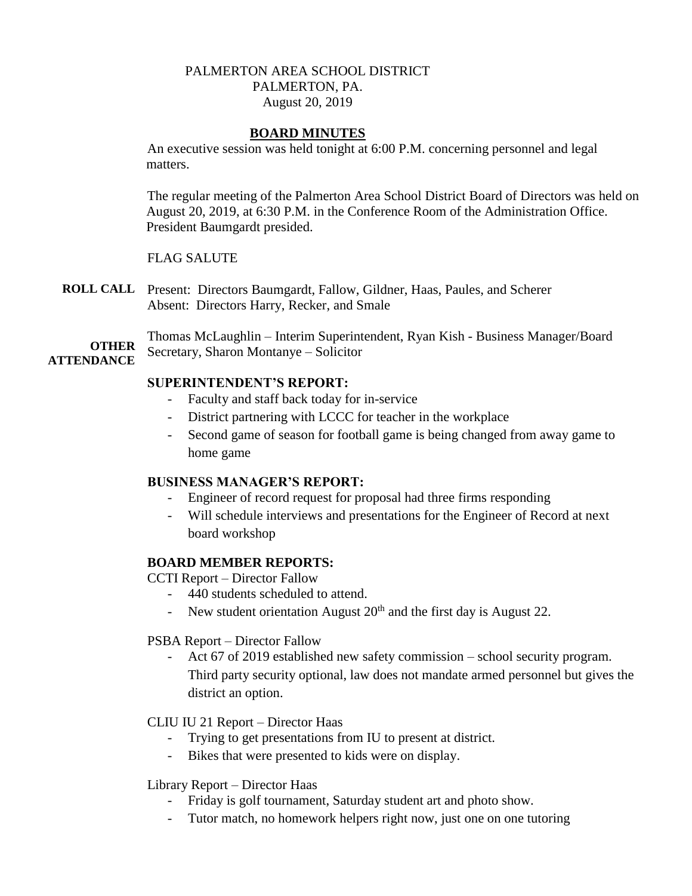PALMERTON AREA SCHOOL DISTRICT
PALMERTON, PA.
August 20, 2019

## BOARD MINUTES

An executive session was held tonight at 6:00 P.M. concerning personnel and legal matters.

The regular meeting of the Palmerton Area School District Board of Directors was held on August 20, 2019, at 6:30 P.M. in the Conference Room of the Administration Office. President Baumgardt presided.

FLAG SALUTE

**ROLL CALL** Present: Directors Baumgardt, Fallow, Gildner, Haas, Paules, and Scherer
Absent: Directors Harry, Recker, and Smale

**OTHER ATTENDANCE** Thomas McLaughlin – Interim Superintendent, Ryan Kish - Business Manager/Board Secretary, Sharon Montanye – Solicitor

### SUPERINTENDENT'S REPORT:

- Faculty and staff back today for in-service
- District partnering with LCCC for teacher in the workplace
- Second game of season for football game is being changed from away game to home game

### BUSINESS MANAGER'S REPORT:

- Engineer of record request for proposal had three firms responding
- Will schedule interviews and presentations for the Engineer of Record at next board workshop

### BOARD MEMBER REPORTS:

CCTI Report – Director Fallow

- 440 students scheduled to attend.
- New student orientation August 20th and the first day is August 22.

PSBA Report – Director Fallow

- Act 67 of 2019 established new safety commission – school security program. Third party security optional, law does not mandate armed personnel but gives the district an option.

CLIU IU 21 Report – Director Haas

- Trying to get presentations from IU to present at district.
- Bikes that were presented to kids were on display.

Library Report – Director Haas

- Friday is golf tournament, Saturday student art and photo show.
- Tutor match, no homework helpers right now, just one on one tutoring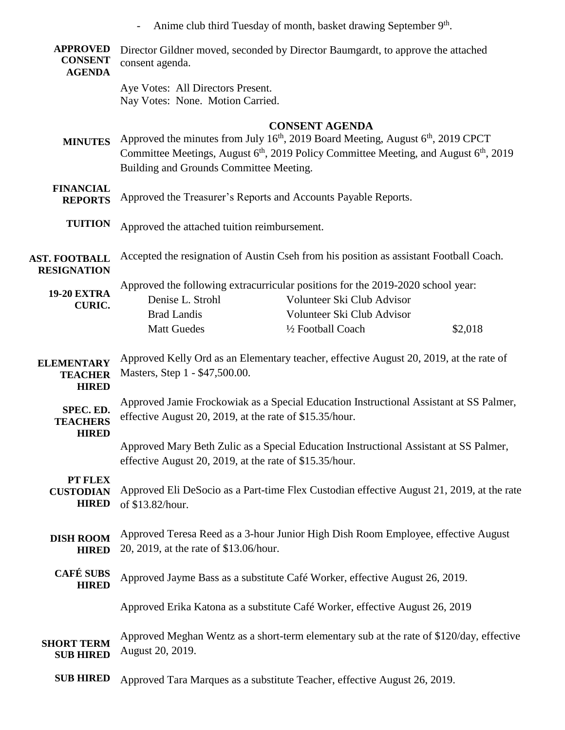- Anime club third Tuesday of month, basket drawing September 9th.

**APPROVED CONSENT AGENDA**

Director Gildner moved, seconded by Director Baumgardt, to approve the attached consent agenda.

Aye Votes: All Directors Present.
Nay Votes: None. Motion Carried.

## CONSENT AGENDA

**MINUTES**

Approved the minutes from July 16th, 2019 Board Meeting, August 6th, 2019 CPCT Committee Meetings, August 6th, 2019 Policy Committee Meeting, and August 6th, 2019 Building and Grounds Committee Meeting.

**FINANCIAL REPORTS**

Approved the Treasurer's Reports and Accounts Payable Reports.

**TUITION**

Approved the attached tuition reimbursement.

**AST. FOOTBALL RESIGNATION**

Accepted the resignation of Austin Cseh from his position as assistant Football Coach.

**19-20 EXTRA CURIC.**

Approved the following extracurricular positions for the 2019-2020 school year:

| | | |
|---|---|---|
| Denise L. Strohl | Volunteer Ski Club Advisor | |
| Brad Landis | Volunteer Ski Club Advisor | |
| Matt Guedes | ½ Football Coach | $2,018 |

**ELEMENTARY TEACHER HIRED**

Approved Kelly Ord as an Elementary teacher, effective August 20, 2019, at the rate of Masters, Step 1 - $47,500.00.

**SPEC. ED. TEACHERS HIRED**

Approved Jamie Frockowiak as a Special Education Instructional Assistant at SS Palmer, effective August 20, 2019, at the rate of $15.35/hour.

Approved Mary Beth Zulic as a Special Education Instructional Assistant at SS Palmer, effective August 20, 2019, at the rate of $15.35/hour.

**PT FLEX CUSTODIAN HIRED**

Approved Eli DeSocio as a Part-time Flex Custodian effective August 21, 2019, at the rate of $13.82/hour.

**DISH ROOM HIRED**

Approved Teresa Reed as a 3-hour Junior High Dish Room Employee, effective August 20, 2019, at the rate of $13.06/hour.

**CAFÉ SUBS HIRED**

Approved Jayme Bass as a substitute Café Worker, effective August 26, 2019.

Approved Erika Katona as a substitute Café Worker, effective August 26, 2019

**SHORT TERM SUB HIRED**

Approved Meghan Wentz as a short-term elementary sub at the rate of $120/day, effective August 20, 2019.

**SUB HIRED**

Approved Tara Marques as a substitute Teacher, effective August 26, 2019.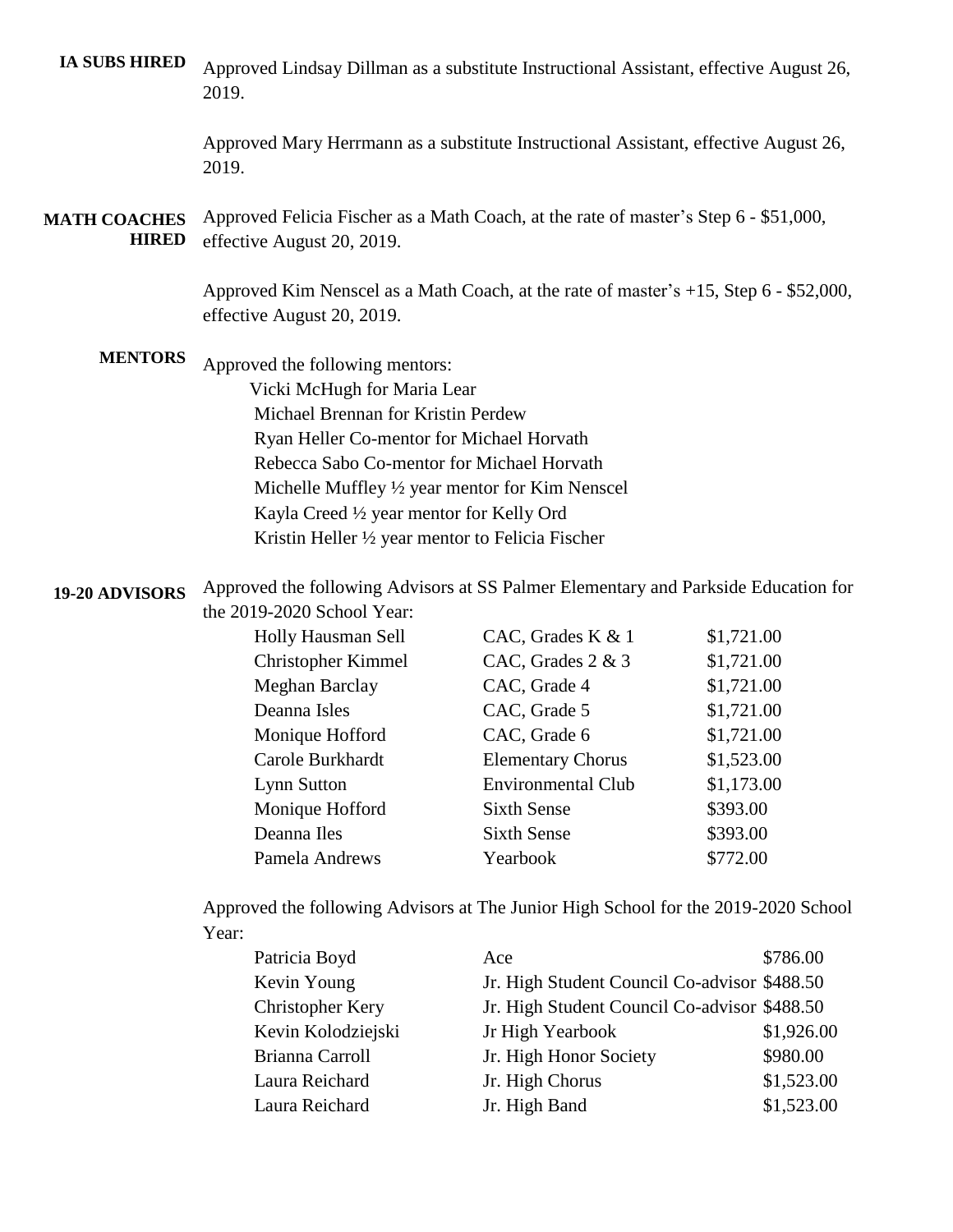**IA SUBS HIRED**

Approved Lindsay Dillman as a substitute Instructional Assistant, effective August 26, 2019.

Approved Mary Herrmann as a substitute Instructional Assistant, effective August 26, 2019.

**MATH COACHES HIRED**

Approved Felicia Fischer as a Math Coach, at the rate of master's Step 6 - $51,000, effective August 20, 2019.

Approved Kim Nenscel as a Math Coach, at the rate of master's +15, Step 6 - $52,000, effective August 20, 2019.

**MENTORS**

Approved the following mentors:

Vicki McHugh for Maria Lear
Michael Brennan for Kristin Perdew
Ryan Heller Co-mentor for Michael Horvath
Rebecca Sabo Co-mentor for Michael Horvath
Michelle Muffley ½ year mentor for Kim Nenscel
Kayla Creed ½ year mentor for Kelly Ord
Kristin Heller ½ year mentor to Felicia Fischer

**19-20 ADVISORS**

Approved the following Advisors at SS Palmer Elementary and Parkside Education for the 2019-2020 School Year:

| | | |
|---|---|---|
| Holly Hausman Sell | CAC, Grades K & 1 | $1,721.00 |
| Christopher Kimmel | CAC, Grades 2 & 3 | $1,721.00 |
| Meghan Barclay | CAC, Grade 4 | $1,721.00 |
| Deanna Isles | CAC, Grade 5 | $1,721.00 |
| Monique Hofford | CAC, Grade 6 | $1,721.00 |
| Carole Burkhardt | Elementary Chorus | $1,523.00 |
| Lynn Sutton | Environmental Club | $1,173.00 |
| Monique Hofford | Sixth Sense | $393.00 |
| Deanna Iles | Sixth Sense | $393.00 |
| Pamela Andrews | Yearbook | $772.00 |

Approved the following Advisors at The Junior High School for the 2019-2020 School Year:

| | | |
|---|---|---|
| Patricia Boyd | Ace | $786.00 |
| Kevin Young | Jr. High Student Council Co-advisor | $488.50 |
| Christopher Kery | Jr. High Student Council Co-advisor | $488.50 |
| Kevin Kolodziejski | Jr High Yearbook | $1,926.00 |
| Brianna Carroll | Jr. High Honor Society | $980.00 |
| Laura Reichard | Jr. High Chorus | $1,523.00 |
| Laura Reichard | Jr. High Band | $1,523.00 |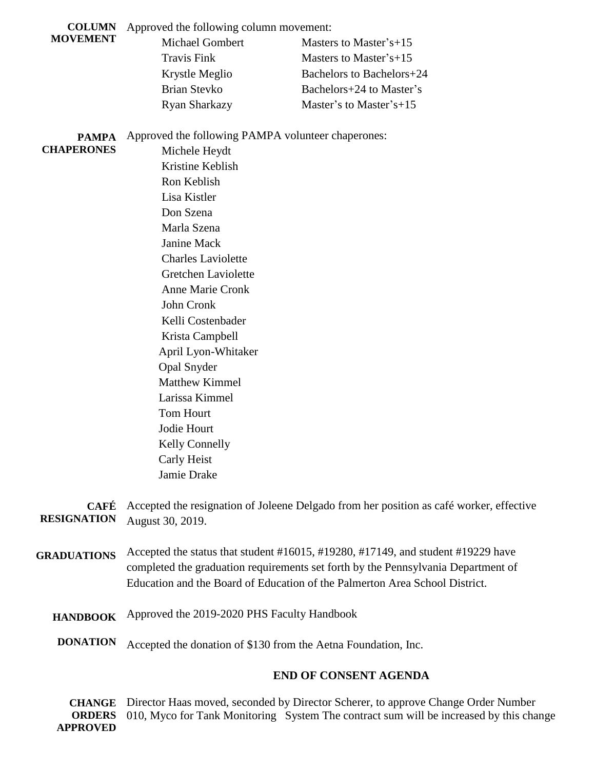**COLUMN MOVEMENT** Approved the following column movement:

| | |
|---|---|
| Michael Gombert | Masters to Master's+15 |
| Travis Fink | Masters to Master's+15 |
| Krystle Meglio | Bachelors to Bachelors+24 |
| Brian Stevko | Bachelors+24 to Master's |
| Ryan Sharkazy | Master's to Master's+15 |

**PAMPA CHAPERONES** Approved the following PAMPA volunteer chaperones:

Michele Heydt
Kristine Keblish
Ron Keblish
Lisa Kistler
Don Szena
Marla Szena
Janine Mack
Charles Laviolette
Gretchen Laviolette
Anne Marie Cronk
John Cronk
Kelli Costenbader
Krista Campbell
April Lyon-Whitaker
Opal Snyder
Matthew Kimmel
Larissa Kimmel
Tom Hourt
Jodie Hourt
Kelly Connelly
Carly Heist
Jamie Drake

**CAFÉ RESIGNATION** Accepted the resignation of Joleene Delgado from her position as café worker, effective August 30, 2019.

**GRADUATIONS** Accepted the status that student #16015, #19280, #17149, and student #19229 have completed the graduation requirements set forth by the Pennsylvania Department of Education and the Board of Education of the Palmerton Area School District.

**HANDBOOK** Approved the 2019-2020 PHS Faculty Handbook

**DONATION** Accepted the donation of $130 from the Aetna Foundation, Inc.

**END OF CONSENT AGENDA**

**CHANGE ORDERS APPROVED** Director Haas moved, seconded by Director Scherer, to approve Change Order Number 010, Myco for Tank Monitoring System The contract sum will be increased by this change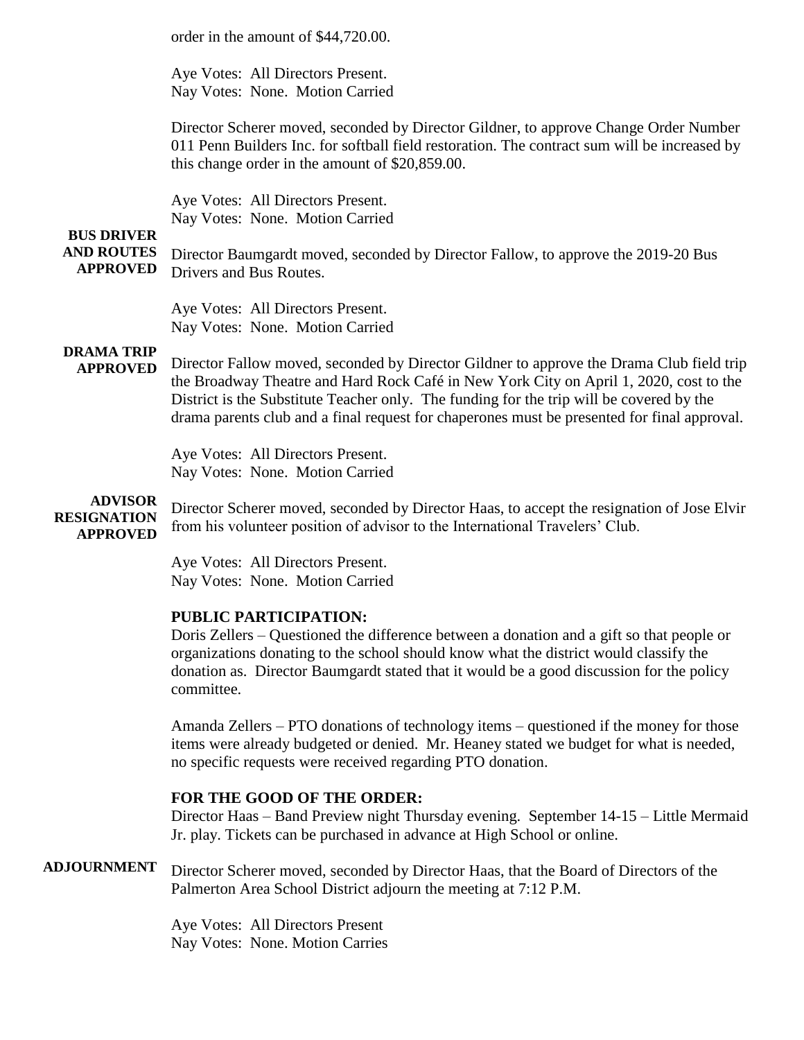order in the amount of $44,720.00.

Aye Votes: All Directors Present.
Nay Votes: None. Motion Carried

Director Scherer moved, seconded by Director Gildner, to approve Change Order Number 011 Penn Builders Inc. for softball field restoration. The contract sum will be increased by this change order in the amount of $20,859.00.

Aye Votes: All Directors Present.
Nay Votes: None. Motion Carried

**BUS DRIVER AND ROUTES APPROVED**

Director Baumgardt moved, seconded by Director Fallow, to approve the 2019-20 Bus Drivers and Bus Routes.

Aye Votes: All Directors Present.
Nay Votes: None. Motion Carried

**DRAMA TRIP APPROVED**

Director Fallow moved, seconded by Director Gildner to approve the Drama Club field trip the Broadway Theatre and Hard Rock Café in New York City on April 1, 2020, cost to the District is the Substitute Teacher only. The funding for the trip will be covered by the drama parents club and a final request for chaperones must be presented for final approval.

Aye Votes: All Directors Present.
Nay Votes: None. Motion Carried

**ADVISOR RESIGNATION APPROVED**

Director Scherer moved, seconded by Director Haas, to accept the resignation of Jose Elvir from his volunteer position of advisor to the International Travelers' Club.

Aye Votes: All Directors Present.
Nay Votes: None. Motion Carried

**PUBLIC PARTICIPATION:**

Doris Zellers – Questioned the difference between a donation and a gift so that people or organizations donating to the school should know what the district would classify the donation as. Director Baumgardt stated that it would be a good discussion for the policy committee.

Amanda Zellers – PTO donations of technology items – questioned if the money for those items were already budgeted or denied. Mr. Heaney stated we budget for what is needed, no specific requests were received regarding PTO donation.

**FOR THE GOOD OF THE ORDER:**

Director Haas – Band Preview night Thursday evening. September 14-15 – Little Mermaid Jr. play. Tickets can be purchased in advance at High School or online.

**ADJOURNMENT**

Director Scherer moved, seconded by Director Haas, that the Board of Directors of the Palmerton Area School District adjourn the meeting at 7:12 P.M.

Aye Votes: All Directors Present
Nay Votes: None. Motion Carries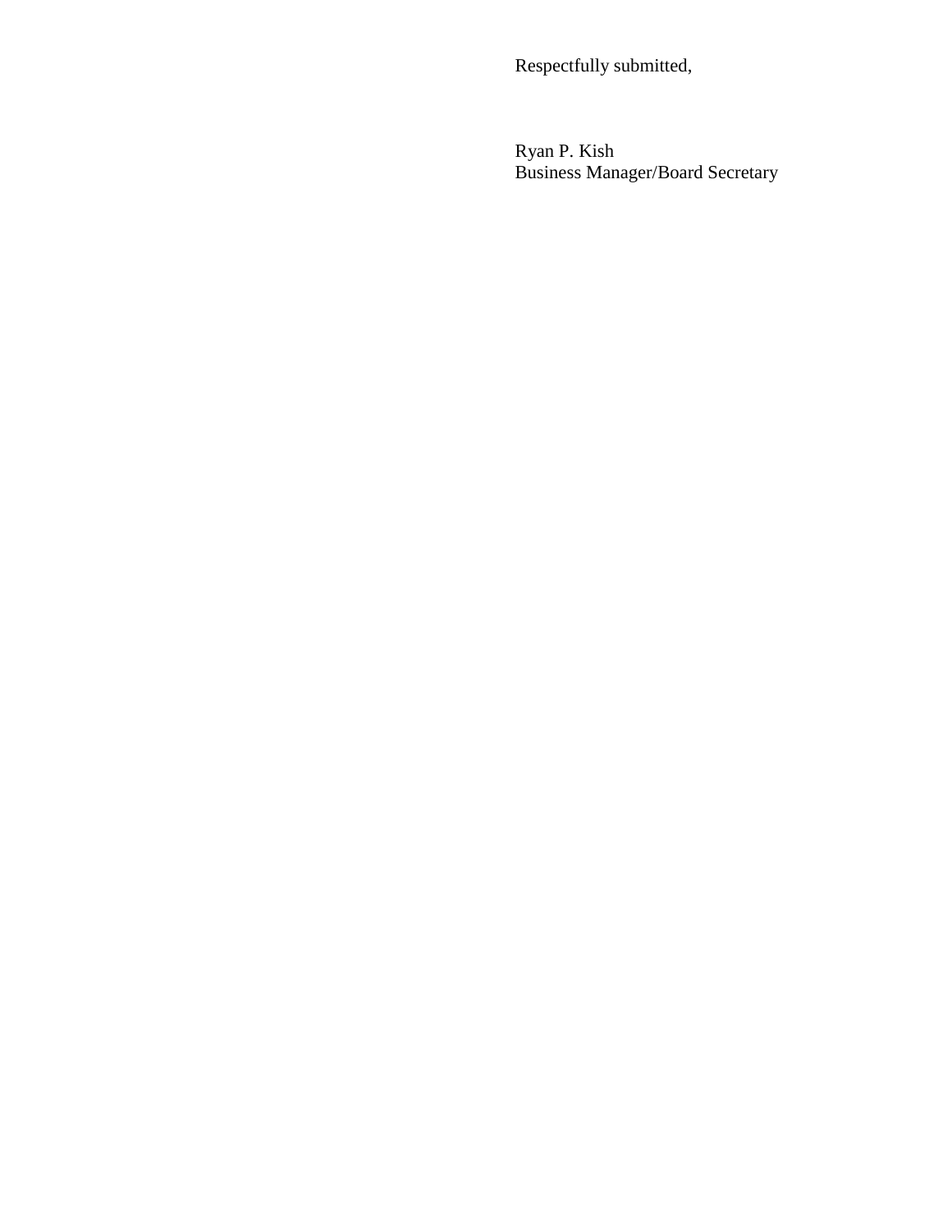Respectfully submitted,

Ryan P. Kish
Business Manager/Board Secretary